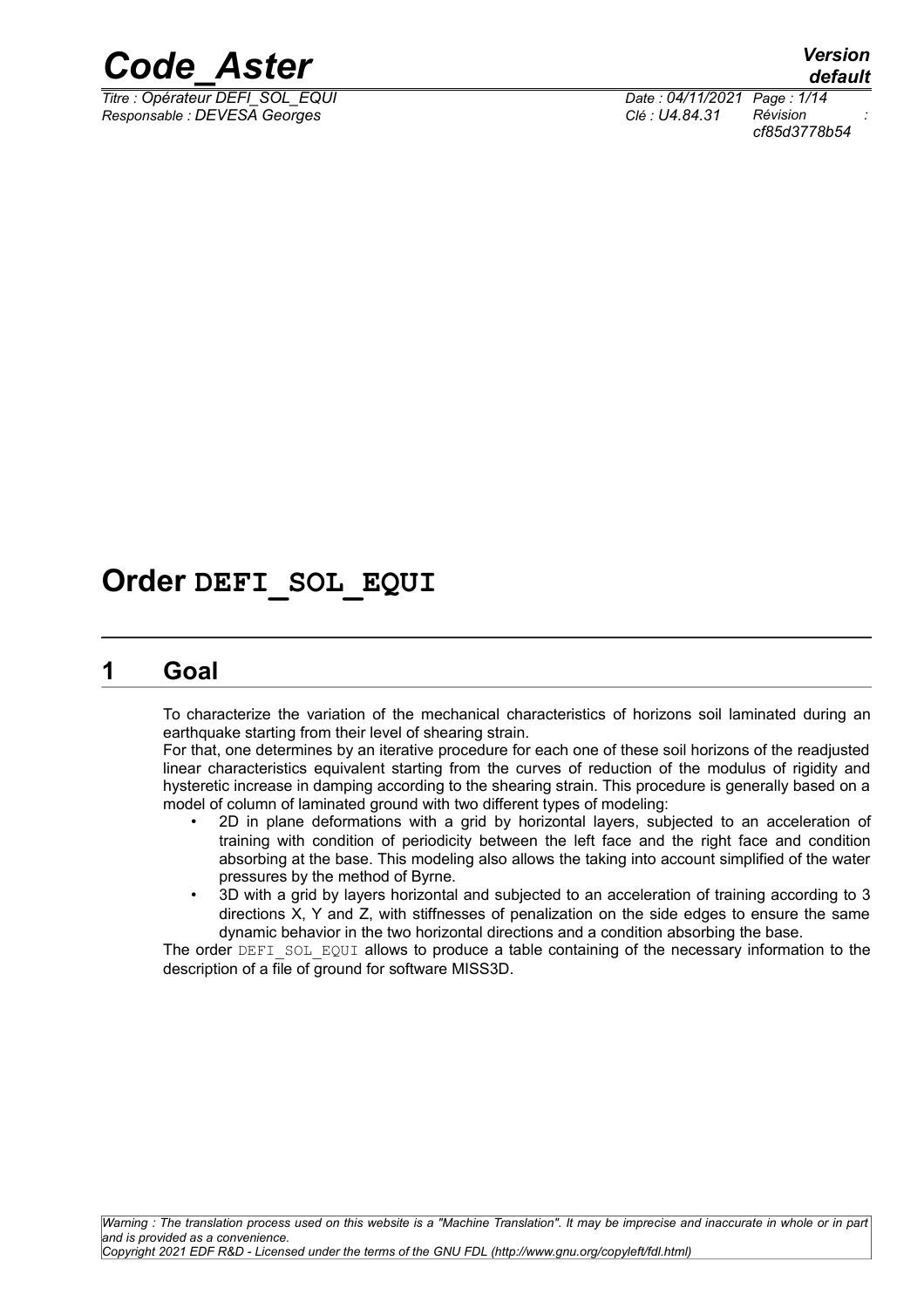# Order DEFI_SOL_EQUI

## 1 Goal

To characterize the variation of the mechanical characteristics of horizons soil laminated during an earthquake starting from their level of shearing strain.

For that, one determines by an iterative procedure for each one of these soil horizons of the readjusted linear characteristics equivalent starting from the curves of reduction of the modulus of rigidity and hysteretic increase in damping according to the shearing strain. This procedure is generally based on a model of column of laminated ground with two different types of modeling:

- 2D in plane deformations with a grid by horizontal layers, subjected to an acceleration of training with condition of periodicity between the left face and the right face and condition absorbing at the base. This modeling also allows the taking into account simplified of the water pressures by the method of Byrne.
- 3D with a grid by layers horizontal and subjected to an acceleration of training according to 3 directions X, Y and Z, with stiffnesses of penalization on the side edges to ensure the same dynamic behavior in the two horizontal directions and a condition absorbing the base.

The order DEFI_SOL_EQUI allows to produce a table containing of the necessary information to the description of a file of ground for software MISS3D.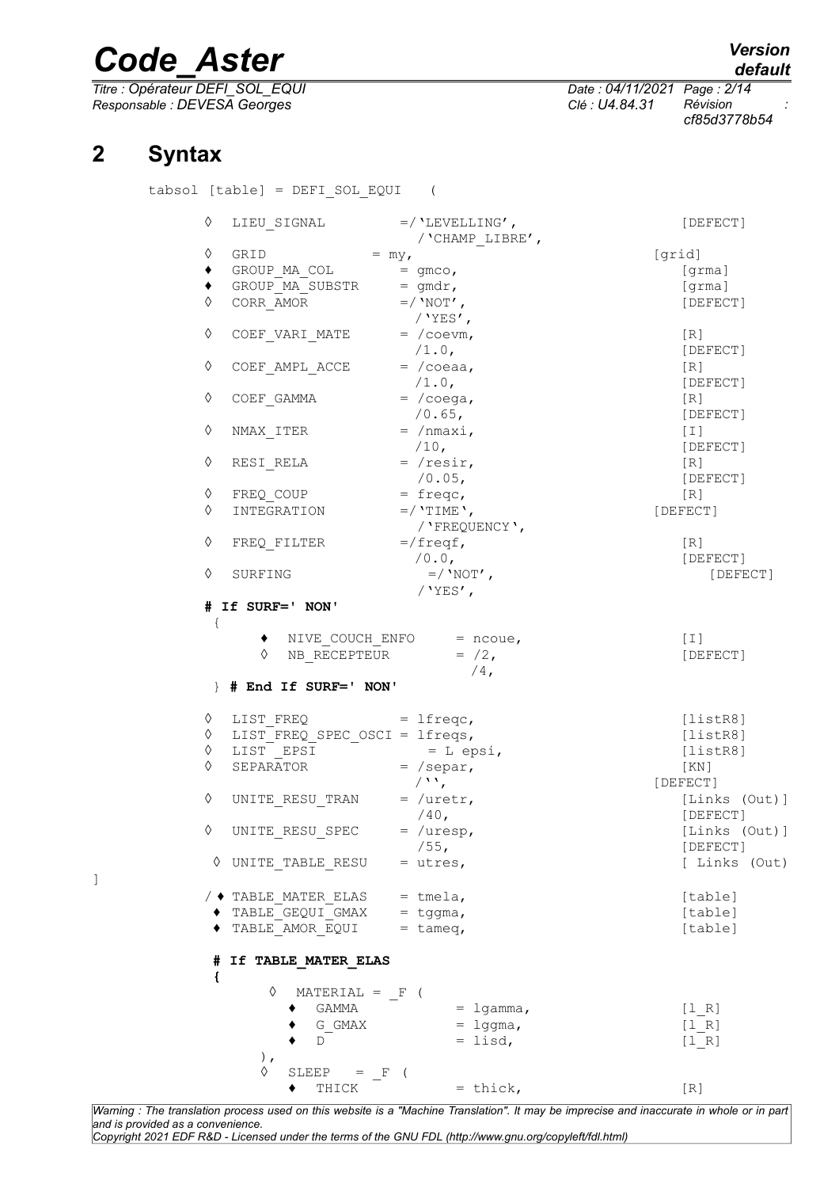# 2 Syntax

```
tabsol [table] = DEFI_SOL_EQUI    (

    ◊  LIEU_SIGNAL         =/'LEVELLING',                [DEFECT]
                            /'CHAMP_LIBRE',
    ◊  GRID             = my,                           [grid]
    ♦  GROUP_MA_COL        = gmco,                       [grma]
    ♦  GROUP_MA_SUBSTR     = gmdr,                       [grma]
    ◊  CORR_AMOR           =/'NOT',                      [DEFECT]
                            /'YES',
    ◊  COEF_VARI_MATE      = /coevm,                     [R]
                            /1.0,                        [DEFECT]
    ◊  COEF_AMPL_ACCE      = /coeaa,                     [R]
                            /1.0,                        [DEFECT]
    ◊  COEF_GAMMA          = /coega,                     [R]
                            /0.65,                       [DEFECT]
    ◊  NMAX_ITER           = /nmaxi,                     [I]
                            /10,                         [DEFECT]
    ◊  RESI_RELA           = /resir,                     [R]
                            /0.05,                       [DEFECT]
    ◊  FREQ_COUP           = freqc,                      [R]
    ◊  INTEGRATION         =/'TIME',                    [DEFECT]
                            /'FREQUENCY',
    ◊  FREQ_FILTER         =/freqf,                      [R]
                            /0.0,                        [DEFECT]
    ◊  SURFING               =/'NOT',                      [DEFECT]
                            /'YES',
   # If SURF=' NON'
    {
          ♦  NIVE_COUCH_ENFO      = ncoue,               [I]
          ◊  NB_RECEPTEUR         = /2,                  [DEFECT]
                                    /4,
    } # End If SURF=' NON'

    ◊  LIST_FREQ           = lfreqc,                     [listR8]
    ◊  LIST_FREQ_SPEC_OSCI = lfreqs,                     [listR8]
    ◊  LIST _EPSI            = L epsi,                   [listR8]
    ◊  SEPARATOR           = /separ,                     [KN]
                            /'',                        [DEFECT]
    ◊  UNITE_RESU_TRAN     = /uretr,                     [Links (Out)]
                            /40,                         [DEFECT]
    ◊  UNITE_RESU_SPEC     = /uresp,                     [Links (Out)]
                            /55,                         [DEFECT]
    ◊ UNITE_TABLE_RESU    = utres,                       [ Links (Out)
]
   / ♦ TABLE_MATER_ELAS    = tmela,                      [table]
     ♦ TABLE_GEQUI_GMAX    = tggma,                      [table]
     ♦ TABLE_AMOR_EQUI     = tameq,                      [table]

    # If TABLE_MATER_ELAS
    {
          ◊  MATERIAL = _F (
             ♦  GAMMA            = lgamma,               [l_R]
             ♦  G_GMAX           = lggma,                [l_R]
             ♦  D                = lisd,                 [l_R]
         ),
         ◊  SLEEP   = _F (
            ♦  THICK            = thick,                 [R]
```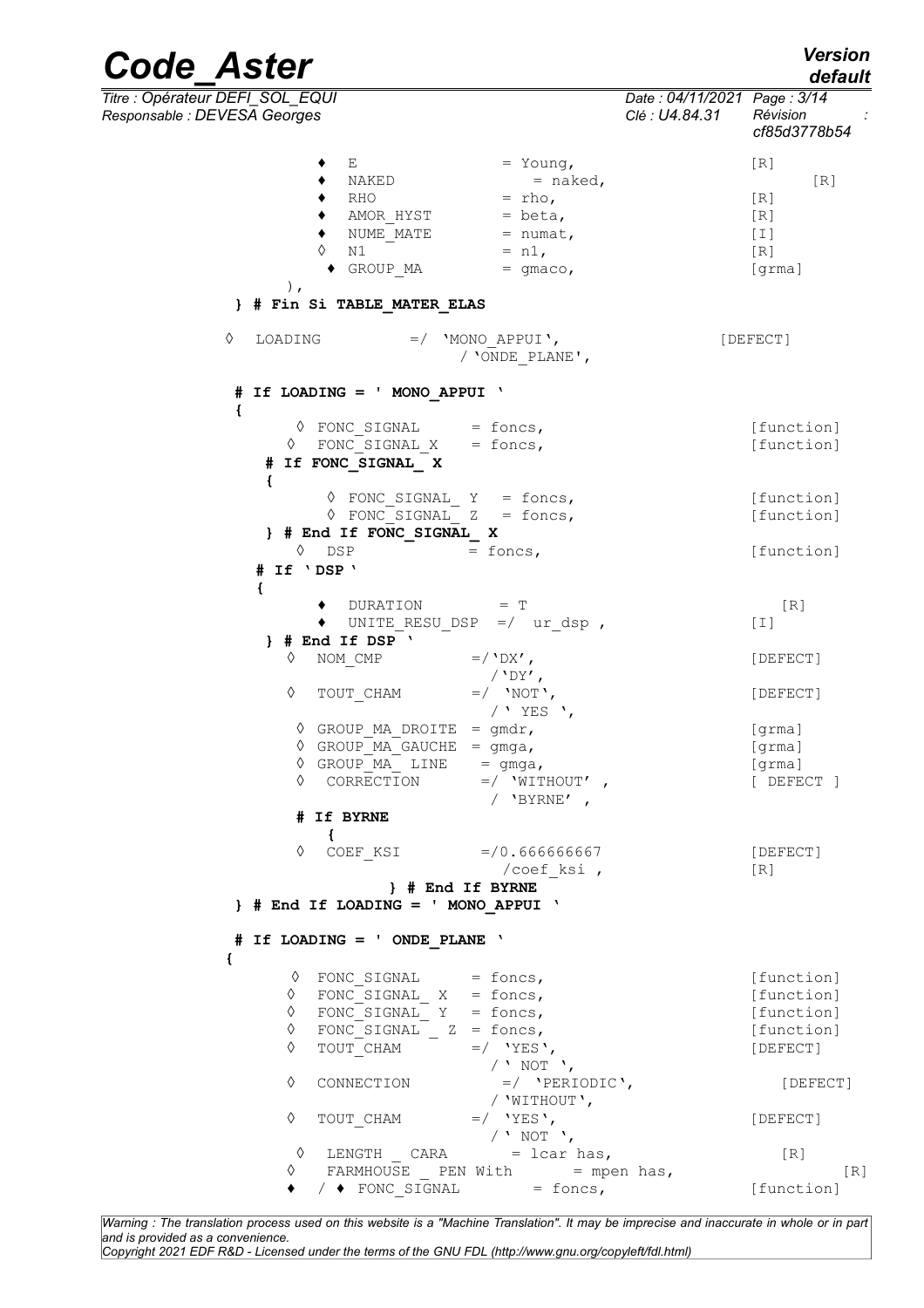```
            ♦  E                  = Young,                   [R]
            ♦  NAKED                 = naked,                   [R]
            ♦  RHO                = rho,                     [R]
            ♦  AMOR_HYST          = beta,                    [R]
            ♦  NUME_MATE          = numat,                   [I]
            ◊  N1                 = n1,                      [R]
             ♦ GROUP_MA           = gmaco,                   [grma]
        ),
    } # Fin Si TABLE_MATER_ELAS

  ◊  LOADING          =/  'MONO_APPUI',                 [DEFECT]
                          / 'ONDE_PLANE',

    # If LOADING = ' MONO_APPUI '
    {
          ◊ FONC_SIGNAL      = foncs,                    [function]
         ◊  FONC_SIGNAL_X    = foncs,                    [function]
       # If FONC_SIGNAL_ X
       {
            ◊ FONC_SIGNAL_ Y   = foncs,                  [function]
            ◊ FONC_SIGNAL_ Z   = foncs,                  [function]
       } # End If FONC_SIGNAL_ X
          ◊  DSP           = foncs,                      [function]
      # If 'DSP'
      {
            ♦  DURATION         = T                         [R]
            ♦  UNITE_RESU_DSP  =/  ur_dsp ,             [I]
       } # End If DSP '
        ◊  NOM_CMP          =/'DX',                      [DEFECT]
                             /'DY',
        ◊  TOUT_CHAM        =/  'NOT',                   [DEFECT]
                             / ' YES ',
         ◊ GROUP_MA_DROITE  = gmdr,                      [grma]
         ◊ GROUP_MA_GAUCHE  = gmga,                      [grma]
         ◊ GROUP_MA_ LINE    = gmga,                     [grma]
         ◊  CORRECTION       =/ 'WITHOUT' ,              [ DEFECT ]
                              / 'BYRNE' ,
         # If BYRNE
           {
         ◊  COEF_KSI         =/0.666666667               [DEFECT]
                               /coef_ksi ,               [R]
                     } # End If BYRNE
    } # End If LOADING = ' MONO_APPUI '

    # If LOADING = ' ONDE_PLANE '
   {
         ◊  FONC_SIGNAL      = foncs,                    [function]
        ◊   FONC_SIGNAL_ X   = foncs,                    [function]
        ◊   FONC_SIGNAL_ Y   = foncs,                    [function]
        ◊   FONC_SIGNAL _ Z  = foncs,                    [function]
        ◊   TOUT_CHAM        =/  'YES',                  [DEFECT]
                              / ' NOT ',
        ◊   CONNECTION         =/  'PERIODIC',             [DEFECT]
                              / 'WITHOUT',
        ◊   TOUT_CHAM        =/  'YES',                  [DEFECT]
                              / ' NOT ',
         ◊  LENGTH _ CARA       = lcar has,                 [R]
        ◊    FARMHOUSE _ PEN With       = mpen has,                [R]
        ♦   / ♦ FONC_SIGNAL        = foncs,              [function]
```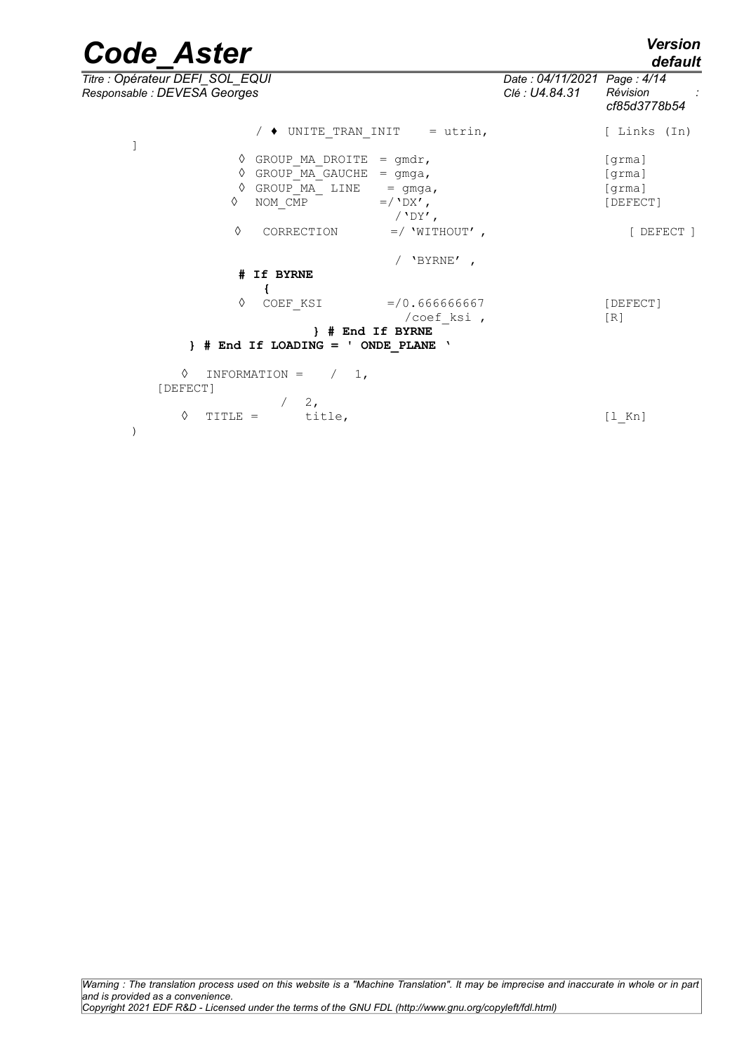```
              / ♦ UNITE_TRAN_INIT    = utrin,              [ Links (In)
]
            ◊ GROUP_MA_DROITE  = gmdr,                     [grma]
            ◊ GROUP_MA_GAUCHE  = gmga,                     [grma]
            ◊ GROUP_MA_ LINE   = gmga,                     [grma]
           ◊  NOM_CMP          =/'DX',                     [DEFECT]
                                /'DY',
           ◊   CORRECTION       =/ 'WITHOUT' ,                [ DEFECT ]

                                 / 'BYRNE' ,
            # If BYRNE
               {
           ◊   COEF_KSI         =/0.666666667              [DEFECT]
                                  /coef_ksi ,               [R]
                       } # End If BYRNE
       } # End If LOADING = ' ONDE_PLANE '

     ◊   INFORMATION =    /  1,
   [DEFECT]
                  /  2,
     ◊   TITLE =       title,                              [l_Kn]
)
```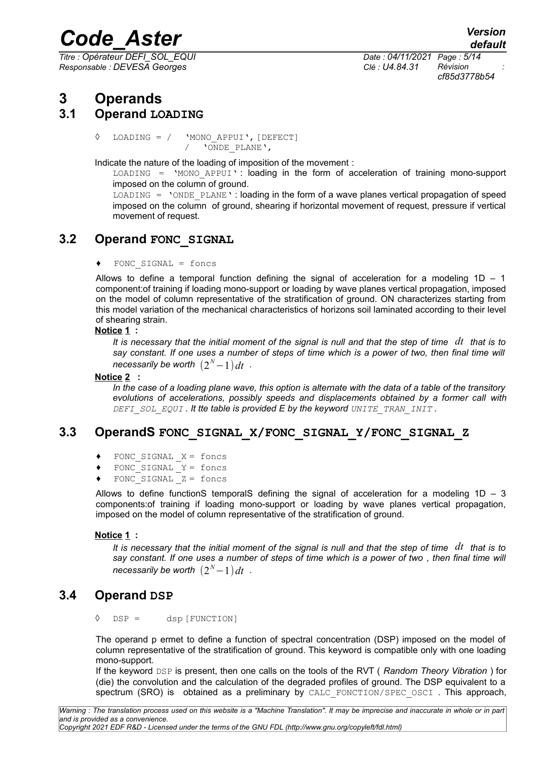# 3 Operands

## 3.1 Operand LOADING

```
◊  LOADING = /   'MONO_APPUI', [DEFECT]
             /   'ONDE_PLANE',
```

Indicate the nature of the loading of imposition of the movement :

LOADING = 'MONO_APPUI' : loading in the form of acceleration of training mono-support imposed on the column of ground.

LOADING = 'ONDE_PLANE' : loading in the form of a wave planes vertical propagation of speed imposed on the column of ground, shearing if horizontal movement of request, pressure if vertical movement of request.

## 3.2 Operand FONC_SIGNAL

```
♦  FONC_SIGNAL = foncs
```

Allows to define a temporal function defining the signal of acceleration for a modeling 1D – 1 component:of training if loading mono-support or loading by wave planes vertical propagation, imposed on the model of column representative of the stratification of ground. ON characterizes starting from this model variation of the mechanical characteristics of horizons soil laminated according to their level of shearing strain.

**Notice 1 :**

*It is necessary that the initial moment of the signal is null and that the step of time $dt$ that is to say constant. If one uses a number of steps of time which is a power of two, then final time will necessarily be worth $(2^N - 1)dt$ .*

**Notice 2 :**

*In the case of a loading plane wave, this option is alternate with the data of a table of the transitory evolutions of accelerations, possibly speeds and displacements obtained by a former call with DEFI_SOL_EQUI . It tte table is provided E by the keyword UNITE_TRAN_INIT .*

## 3.3 OperandS FONC_SIGNAL_X/FONC_SIGNAL_Y/FONC_SIGNAL_Z

```
♦  FONC_SIGNAL _X = foncs
♦  FONC_SIGNAL _Y = foncs
♦  FONC_SIGNAL _Z = foncs
```

Allows to define functionS temporalS defining the signal of acceleration for a modeling 1D – 3 components:of training if loading mono-support or loading by wave planes vertical propagation, imposed on the model of column representative of the stratification of ground.

**Notice 1 :**

*It is necessary that the initial moment of the signal is null and that the step of time $dt$ that is to say constant. If one uses a number of steps of time which is a power of two , then final time will necessarily be worth $(2^N - 1)dt$ .*

## 3.4 Operand DSP

```
◊  DSP =     dsp [FUNCTION]
```

The operand p ermet to define a function of spectral concentration (DSP) imposed on the model of column representative of the stratification of ground. This keyword is compatible only with one loading mono-support.

If the keyword DSP is present, then one calls on the tools of the RVT ( *Random Theory Vibration* ) for (die) the convolution and the calculation of the degraded profiles of ground. The DSP equivalent to a spectrum (SRO) is obtained as a preliminary by CALC_FONCTION/SPEC_OSCI . This approach,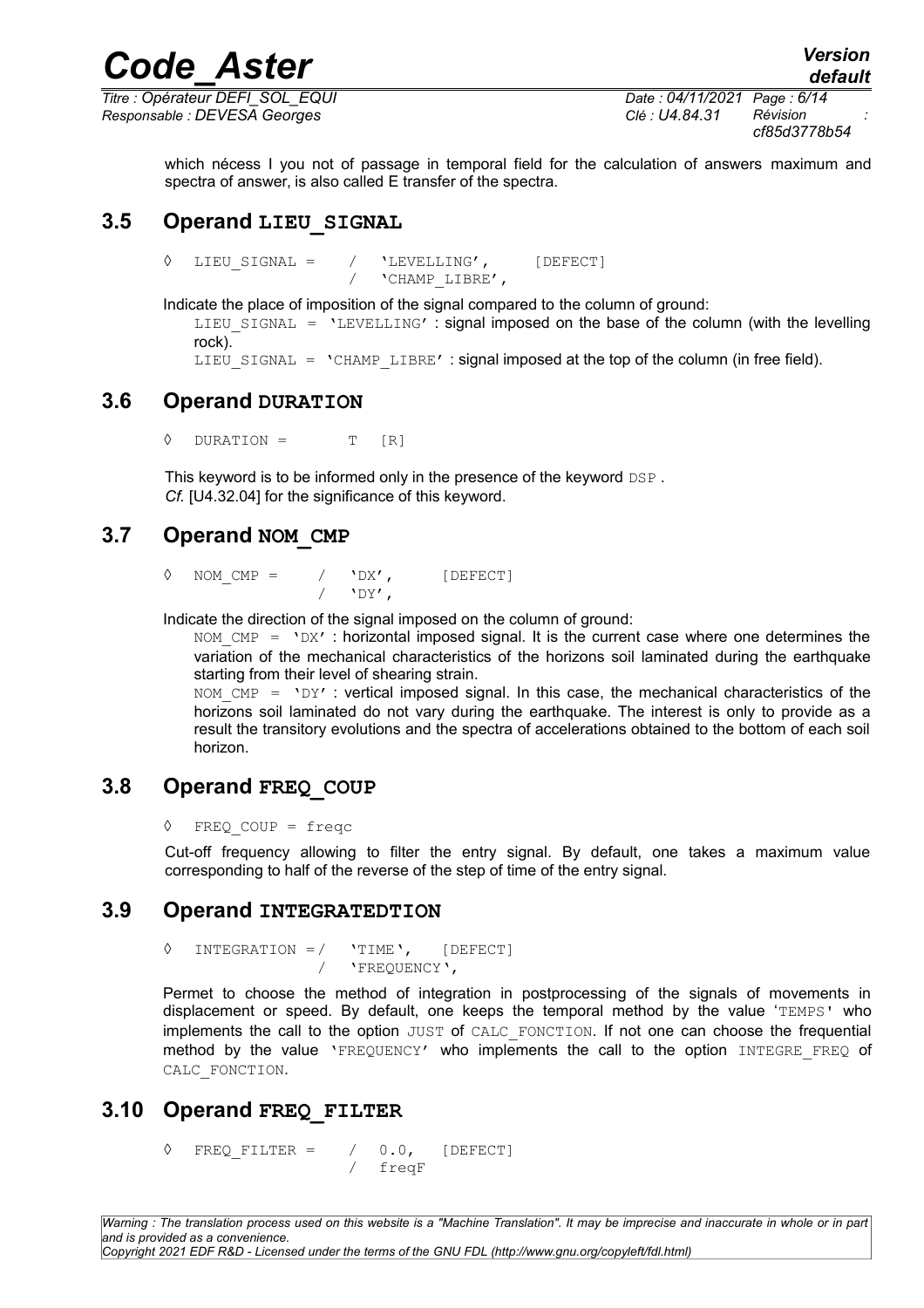which nécess I you not of passage in temporal field for the calculation of answers maximum and spectra of answer, is also called E transfer of the spectra.

## 3.5 Operand LIEU_SIGNAL

```
◊  LIEU_SIGNAL =    /  'LEVELLING',     [DEFECT]
                    /  'CHAMP_LIBRE',
```

Indicate the place of imposition of the signal compared to the column of ground:

LIEU_SIGNAL = 'LEVELLING' : signal imposed on the base of the column (with the levelling rock).

LIEU_SIGNAL = 'CHAMP_LIBRE' : signal imposed at the top of the column (in free field).

## 3.6 Operand DURATION

```
◊  DURATION =       T  [R]
```

This keyword is to be informed only in the presence of the keyword DSP .
*Cf.* [U4.32.04] for the significance of this keyword.

## 3.7 Operand NOM_CMP

```
◊  NOM_CMP =     /  'DX',      [DEFECT]
                 /  'DY',
```

Indicate the direction of the signal imposed on the column of ground:

NOM_CMP = 'DX' : horizontal imposed signal. It is the current case where one determines the variation of the mechanical characteristics of the horizons soil laminated during the earthquake starting from their level of shearing strain.

NOM_CMP = 'DY' : vertical imposed signal. In this case, the mechanical characteristics of the horizons soil laminated do not vary during the earthquake. The interest is only to provide as a result the transitory evolutions and the spectra of accelerations obtained to the bottom of each soil horizon.

## 3.8 Operand FREQ_COUP

```
◊  FREQ_COUP = freqc
```

Cut-off frequency allowing to filter the entry signal. By default, one takes a maximum value corresponding to half of the reverse of the step of time of the entry signal.

## 3.9 Operand INTEGRATEDTION

```
◊  INTEGRATION =/   'TIME',    [DEFECT]
                /   'FREQUENCY',
```

Permet to choose the method of integration in postprocessing of the signals of movements in displacement or speed. By default, one keeps the temporal method by the value 'TEMPS' who implements the call to the option JUST of CALC_FONCTION. If not one can choose the frequential method by the value 'FREQUENCY' who implements the call to the option INTEGRE_FREQ of CALC_FONCTION.

## 3.10 Operand FREQ_FILTER

```
◊  FREQ_FILTER =    /  0.0,   [DEFECT]
                    /  freqF
```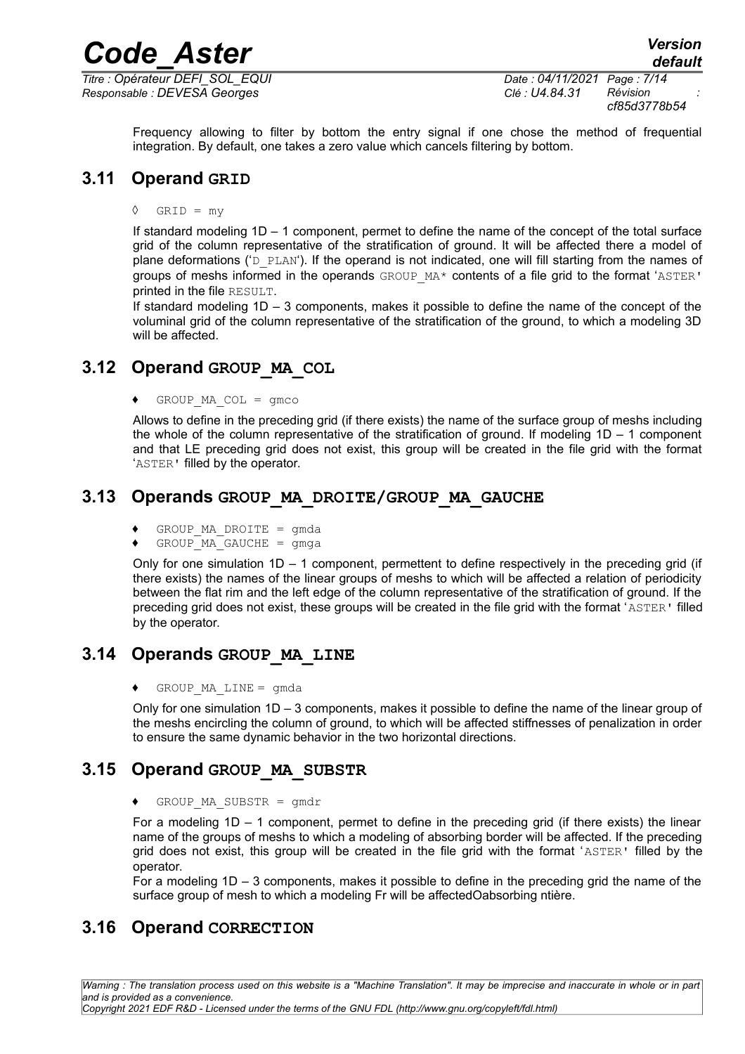Frequency allowing to filter by bottom the entry signal if one chose the method of frequential integration. By default, one takes a zero value which cancels filtering by bottom.

## 3.11 Operand GRID

◊ `GRID = my`

If standard modeling 1D – 1 component, permet to define the name of the concept of the total surface grid of the column representative of the stratification of ground. It will be affected there a model of plane deformations ('`D_PLAN`'). If the operand is not indicated, one will fill starting from the names of groups of meshs informed in the operands `GROUP_MA*` contents of a file grid to the format '`ASTER`' printed in the file `RESULT`.

If standard modeling 1D – 3 components, makes it possible to define the name of the concept of the voluminal grid of the column representative of the stratification of the ground, to which a modeling 3D will be affected.

## 3.12 Operand GROUP_MA_COL

♦ `GROUP_MA_COL = gmco`

Allows to define in the preceding grid (if there exists) the name of the surface group of meshs including the whole of the column representative of the stratification of ground. If modeling 1D – 1 component and that LE preceding grid does not exist, this group will be created in the file grid with the format '`ASTER`' filled by the operator.

## 3.13 Operands GROUP_MA_DROITE/GROUP_MA_GAUCHE

♦ `GROUP_MA_DROITE = gmda`
♦ `GROUP_MA_GAUCHE = gmga`

Only for one simulation 1D – 1 component, permettent to define respectively in the preceding grid (if there exists) the names of the linear groups of meshs to which will be affected a relation of periodicity between the flat rim and the left edge of the column representative of the stratification of ground. If the preceding grid does not exist, these groups will be created in the file grid with the format '`ASTER`' filled by the operator.

## 3.14 Operands GROUP_MA_LINE

♦ `GROUP_MA_LINE = gmda`

Only for one simulation 1D – 3 components, makes it possible to define the name of the linear group of the meshs encircling the column of ground, to which will be affected stiffnesses of penalization in order to ensure the same dynamic behavior in the two horizontal directions.

## 3.15 Operand GROUP_MA_SUBSTR

♦ `GROUP_MA_SUBSTR = gmdr`

For a modeling 1D – 1 component, permet to define in the preceding grid (if there exists) the linear name of the groups of meshs to which a modeling of absorbing border will be affected. If the preceding grid does not exist, this group will be created in the file grid with the format '`ASTER`' filled by the operator.

For a modeling 1D – 3 components, makes it possible to define in the preceding grid the name of the surface group of mesh to which a modeling Fr will be affectedOabsorbing ntière.

## 3.16 Operand CORRECTION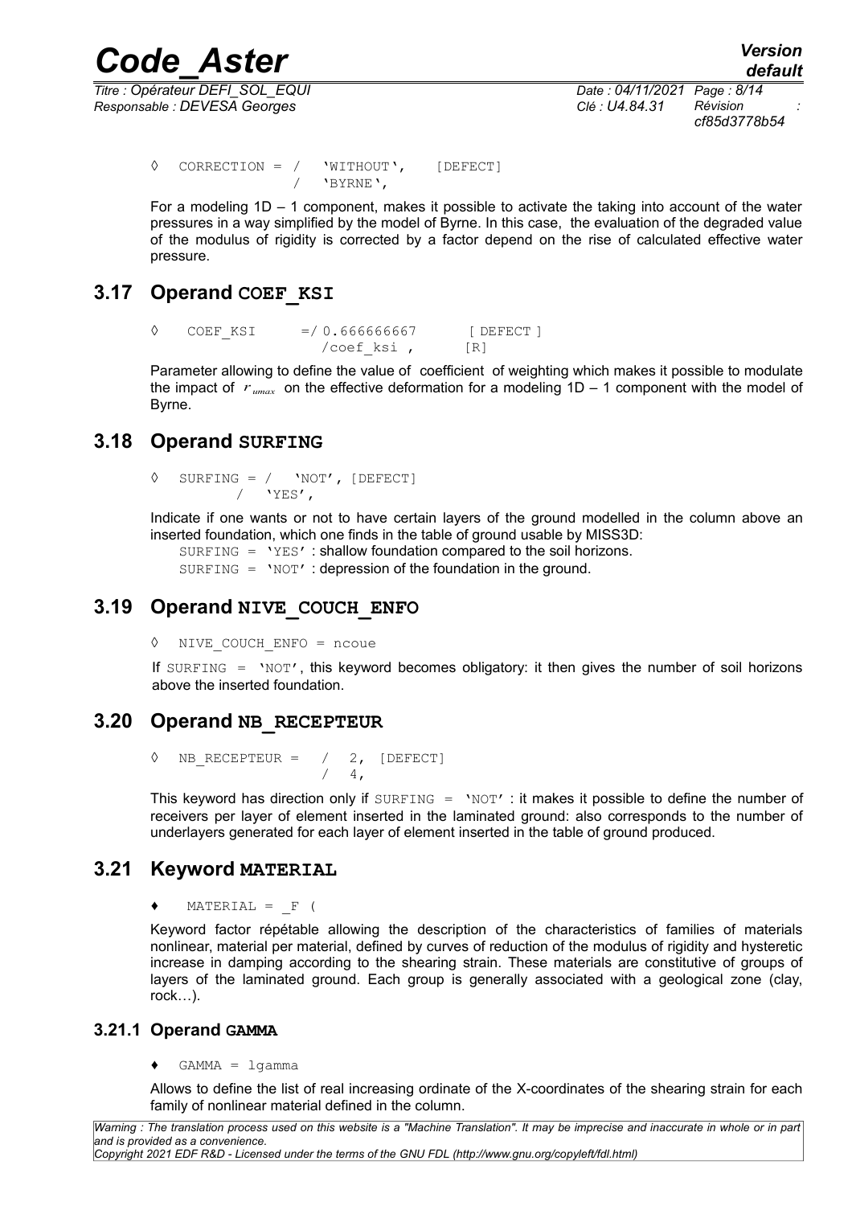```
◊  CORRECTION = /  'WITHOUT',    [DEFECT]
                /  'BYRNE',
```

For a modeling 1D – 1 component, makes it possible to activate the taking into account of the water pressures in a way simplified by the model of Byrne. In this case, the evaluation of the degraded value of the modulus of rigidity is corrected by a factor depend on the rise of calculated effective water pressure.

## 3.17 Operand COEF_KSI

```
◊   COEF_KSI     =/ 0.666666667      [ DEFECT ]
                  /coef_ksi ,       [R]
```

Parameter allowing to define the value of coefficient of weighting which makes it possible to modulate the impact of $r_{umax}$ on the effective deformation for a modeling 1D – 1 component with the model of Byrne.

## 3.18 Operand SURFING

```
◊  SURFING = /   'NOT', [DEFECT]
           /   'YES',
```

Indicate if one wants or not to have certain layers of the ground modelled in the column above an inserted foundation, which one finds in the table of ground usable by MISS3D:

SURFING = 'YES' : shallow foundation compared to the soil horizons.
SURFING = 'NOT' : depression of the foundation in the ground.

## 3.19 Operand NIVE_COUCH_ENFO

```
◊  NIVE_COUCH_ENFO = ncoue
```

If SURFING = 'NOT', this keyword becomes obligatory: it then gives the number of soil horizons above the inserted foundation.

## 3.20 Operand NB_RECEPTEUR

```
◊  NB_RECEPTEUR =   /  2,  [DEFECT]
                    /  4,
```

This keyword has direction only if SURFING = 'NOT' : it makes it possible to define the number of receivers per layer of element inserted in the laminated ground: also corresponds to the number of underlayers generated for each layer of element inserted in the table of ground produced.

## 3.21 Keyword MATERIAL

```
♦   MATERIAL = _F (
```

Keyword factor répétable allowing the description of the characteristics of families of materials nonlinear, material per material, defined by curves of reduction of the modulus of rigidity and hysteretic increase in damping according to the shearing strain. These materials are constitutive of groups of layers of the laminated ground. Each group is generally associated with a geological zone (clay, rock…).

### 3.21.1 Operand GAMMA

```
♦  GAMMA = lgamma
```

Allows to define the list of real increasing ordinate of the X-coordinates of the shearing strain for each family of nonlinear material defined in the column.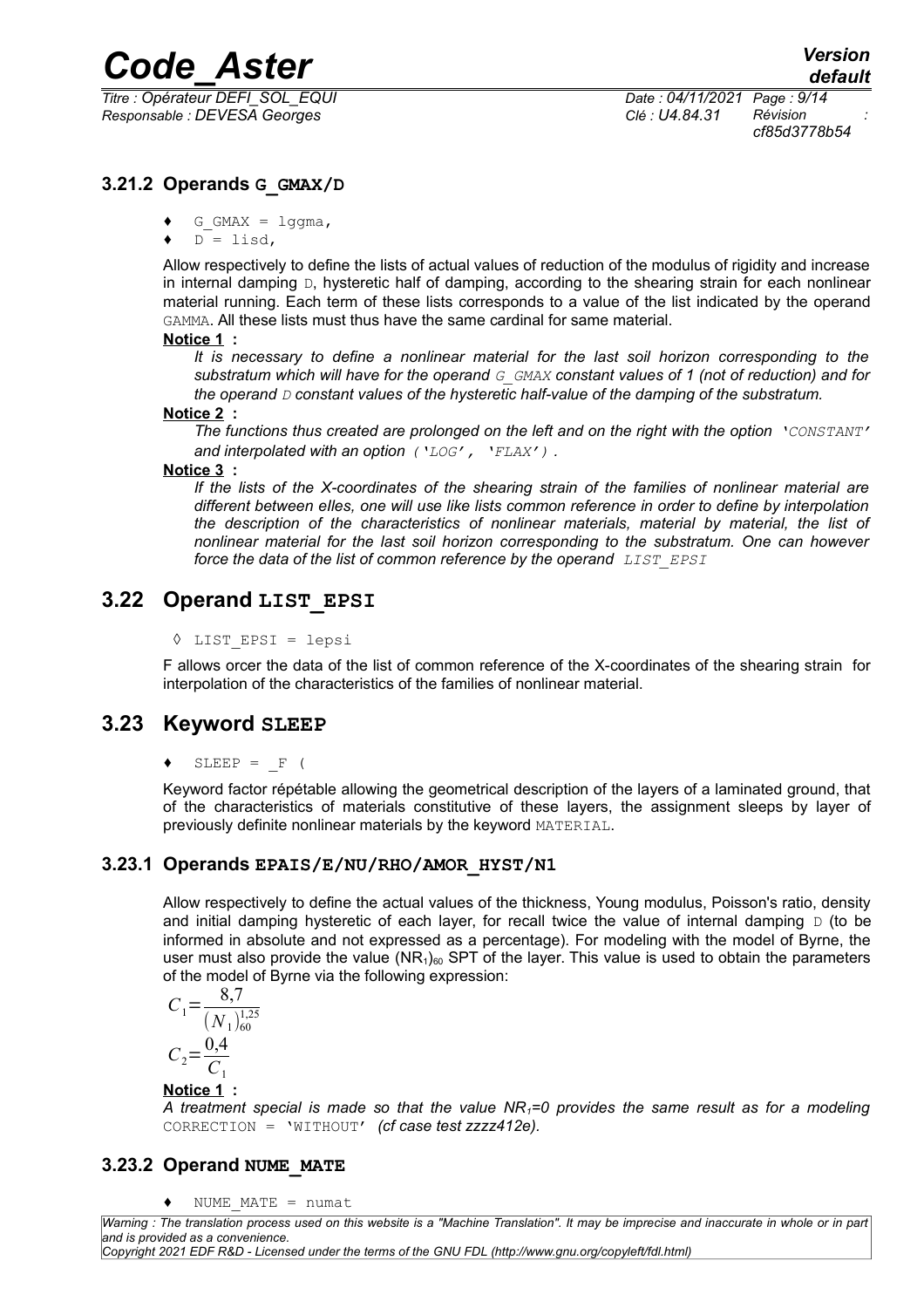### 3.21.2 Operands **G_GMAX/D**

- ♦ G_GMAX = lggma,
- ♦ D = lisd,

Allow respectively to define the lists of actual values of reduction of the modulus of rigidity and increase in internal damping D, hysteretic half of damping, according to the shearing strain for each nonlinear material running. Each term of these lists corresponds to a value of the list indicated by the operand GAMMA. All these lists must thus have the same cardinal for same material.

**Notice 1 :**

*It is necessary to define a nonlinear material for the last soil horizon corresponding to the substratum which will have for the operand G_GMAX constant values of 1 (not of reduction) and for the operand D constant values of the hysteretic half-value of the damping of the substratum.*

**Notice 2 :**

*The functions thus created are prolonged on the left and on the right with the option 'CONSTANT' and interpolated with an option ('LOG', 'FLAX').*

**Notice 3 :**

*If the lists of the X-coordinates of the shearing strain of the families of nonlinear material are different between elles, one will use like lists common reference in order to define by interpolation the description of the characteristics of nonlinear materials, material by material, the list of nonlinear material for the last soil horizon corresponding to the substratum. One can however force the data of the list of common reference by the operand LIST_EPSI*

## 3.22 Operand **LIST_EPSI**

◊ LIST_EPSI = lepsi

F allows orcer the data of the list of common reference of the X-coordinates of the shearing strain for interpolation of the characteristics of the families of nonlinear material.

## 3.23 Keyword **SLEEP**

♦ SLEEP = _F (

Keyword factor répétable allowing the geometrical description of the layers of a laminated ground, that of the characteristics of materials constitutive of these layers, the assignment sleeps by layer of previously definite nonlinear materials by the keyword MATERIAL.

### 3.23.1 Operands **EPAIS/E/NU/RHO/AMOR_HYST/N1**

Allow respectively to define the actual values of the thickness, Young modulus, Poisson's ratio, density and initial damping hysteretic of each layer, for recall twice the value of internal damping D (to be informed in absolute and not expressed as a percentage). For modeling with the model of Byrne, the user must also provide the value $(NR_1)_{60}$ SPT of the layer. This value is used to obtain the parameters of the model of Byrne via the following expression:

$$C_1 = \frac{8{,}7}{(N_1)_{60}^{1{,}25}}$$

$$C_2 = \frac{0{,}4}{C_1}$$

**Notice 1 :**

*A treatment special is made so that the value $NR_1=0$ provides the same result as for a modeling* CORRECTION = 'WITHOUT' *(cf case test zzzz412e).*

### 3.23.2 Operand **NUME_MATE**

♦ NUME_MATE = numat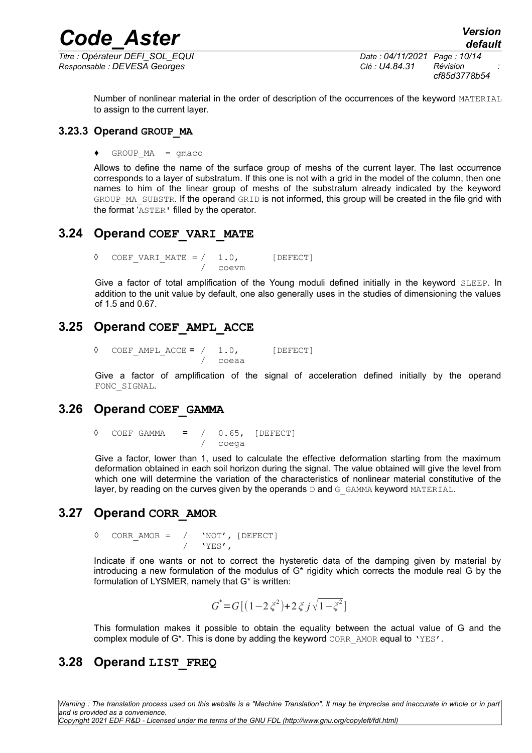Number of nonlinear material in the order of description of the occurrences of the keyword MATERIAL to assign to the current layer.

### 3.23.3 Operand GROUP_MA

♦ GROUP_MA = gmaco

Allows to define the name of the surface group of meshs of the current layer. The last occurrence corresponds to a layer of substratum. If this one is not with a grid in the model of the column, then one names to him of the linear group of meshs of the substratum already indicated by the keyword GROUP_MA_SUBSTR. If the operand GRID is not informed, this group will be created in the file grid with the format 'ASTER' filled by the operator.

## 3.24 Operand COEF_VARI_MATE

```
◊ COEF_VARI_MATE = /  1.0,       [DEFECT]
                   /  coevm
```

Give a factor of total amplification of the Young moduli defined initially in the keyword SLEEP. In addition to the unit value by default, one also generally uses in the studies of dimensioning the values of 1.5 and 0.67.

## 3.25 Operand COEF_AMPL_ACCE

```
◊ COEF_AMPL_ACCE = /  1.0,       [DEFECT]
                   /  coeaa
```

Give a factor of amplification of the signal of acceleration defined initially by the operand FONC_SIGNAL.

## 3.26 Operand COEF_GAMMA

```
◊ COEF_GAMMA   =  /  0.65,  [DEFECT]
                  /  coega
```

Give a factor, lower than 1, used to calculate the effective deformation starting from the maximum deformation obtained in each soil horizon during the signal. The value obtained will give the level from which one will determine the variation of the characteristics of nonlinear material constitutive of the layer, by reading on the curves given by the operands D and G_GAMMA keyword MATERIAL.

## 3.27 Operand CORR_AMOR

```
◊ CORR_AMOR =  /  'NOT', [DEFECT]
               /  'YES',
```

Indicate if one wants or not to correct the hysteretic data of the damping given by material by introducing a new formulation of the modulus of G* rigidity which corrects the module real G by the formulation of LYSMER, namely that G* is written:

$$G^{*}=G\left[\left(1-2\xi^{2}\right)+2\xi j\sqrt{1-\xi^{2}}\right]$$

This formulation makes it possible to obtain the equality between the actual value of G and the complex module of G*. This is done by adding the keyword CORR_AMOR equal to 'YES'.

## 3.28 Operand LIST_FREQ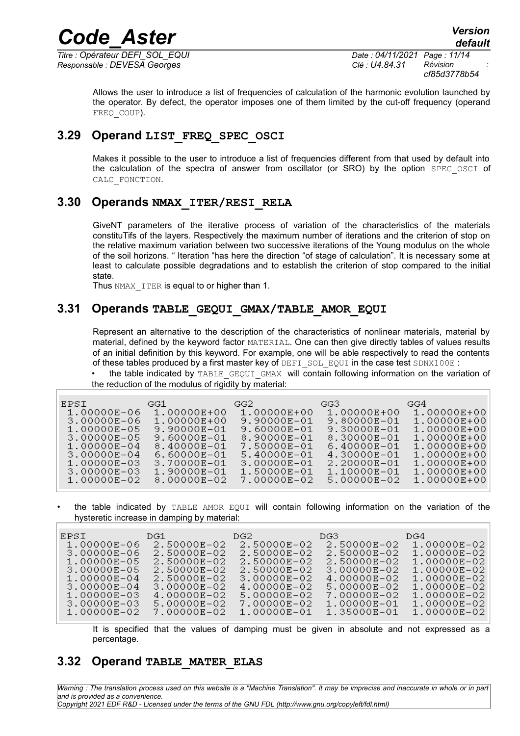Allows the user to introduce a list of frequencies of calculation of the harmonic evolution launched by the operator. By defect, the operator imposes one of them limited by the cut-off frequency (operand FREQ_COUP).

## 3.29 Operand LIST_FREQ_SPEC_OSCI

Makes it possible to the user to introduce a list of frequencies different from that used by default into the calculation of the spectra of answer from oscillator (or SRO) by the option SPEC_OSCI of CALC_FONCTION.

## 3.30 Operands NMAX_ITER/RESI_RELA

GiveNT parameters of the iterative process of variation of the characteristics of the materials constituTifs of the layers. Respectively the maximum number of iterations and the criterion of stop on the relative maximum variation between two successive iterations of the Young modulus on the whole of the soil horizons. " Iteration "has here the direction "of stage of calculation". It is necessary some at least to calculate possible degradations and to establish the criterion of stop compared to the initial state.

Thus NMAX_ITER is equal to or higher than 1.

## 3.31 Operands TABLE_GEQUI_GMAX/TABLE_AMOR_EQUI

Represent an alternative to the description of the characteristics of nonlinear materials, material by material, defined by the keyword factor MATERIAL. One can then give directly tables of values results of an initial definition by this keyword. For example, one will be able respectively to read the contents of these tables produced by a first master key of DEFI_SOL_EQUI in the case test SDNX100E :

- the table indicated by TABLE_GEQUI_GMAX will contain following information on the variation of the reduction of the modulus of rigidity by material:

```
EPSI          GG1           GG2           GG3           GG4
 1.00000E-06   1.00000E+00   1.00000E+00   1.00000E+00   1.00000E+00
 3.00000E-06   1.00000E+00   9.90000E-01   9.80000E-01   1.00000E+00
 1.00000E-05   9.90000E-01   9.60000E-01   9.30000E-01   1.00000E+00
 3.00000E-05   9.60000E-01   8.90000E-01   8.30000E-01   1.00000E+00
 1.00000E-04   8.40000E-01   7.50000E-01   6.40000E-01   1.00000E+00
 3.00000E-04   6.60000E-01   5.40000E-01   4.30000E-01   1.00000E+00
 1.00000E-03   3.70000E-01   3.00000E-01   2.20000E-01   1.00000E+00
 3.00000E-03   1.90000E-01   1.50000E-01   1.10000E-01   1.00000E+00
 1.00000E-02   8.00000E-02   7.00000E-02   5.00000E-02   1.00000E+00
```

- the table indicated by TABLE_AMOR_EQUI will contain following information on the variation of the hysteretic increase in damping by material:

```
EPSI          DG1           DG2           DG3           DG4
 1.00000E-06   2.50000E-02   2.50000E-02   2.50000E-02   1.00000E-02
 3.00000E-06   2.50000E-02   2.50000E-02   2.50000E-02   1.00000E-02
 1.00000E-05   2.50000E-02   2.50000E-02   2.50000E-02   1.00000E-02
 3.00000E-05   2.50000E-02   2.50000E-02   3.00000E-02   1.00000E-02
 1.00000E-04   2.50000E-02   3.00000E-02   4.00000E-02   1.00000E-02
 3.00000E-04   3.00000E-02   4.00000E-02   5.00000E-02   1.00000E-02
 1.00000E-03   4.00000E-02   5.00000E-02   7.00000E-02   1.00000E-02
 3.00000E-03   5.00000E-02   7.00000E-02   1.00000E-01   1.00000E-02
 1.00000E-02   7.00000E-02   1.00000E-01   1.35000E-01   1.00000E-02
```

It is specified that the values of damping must be given in absolute and not expressed as a percentage.

## 3.32 Operand TABLE_MATER_ELAS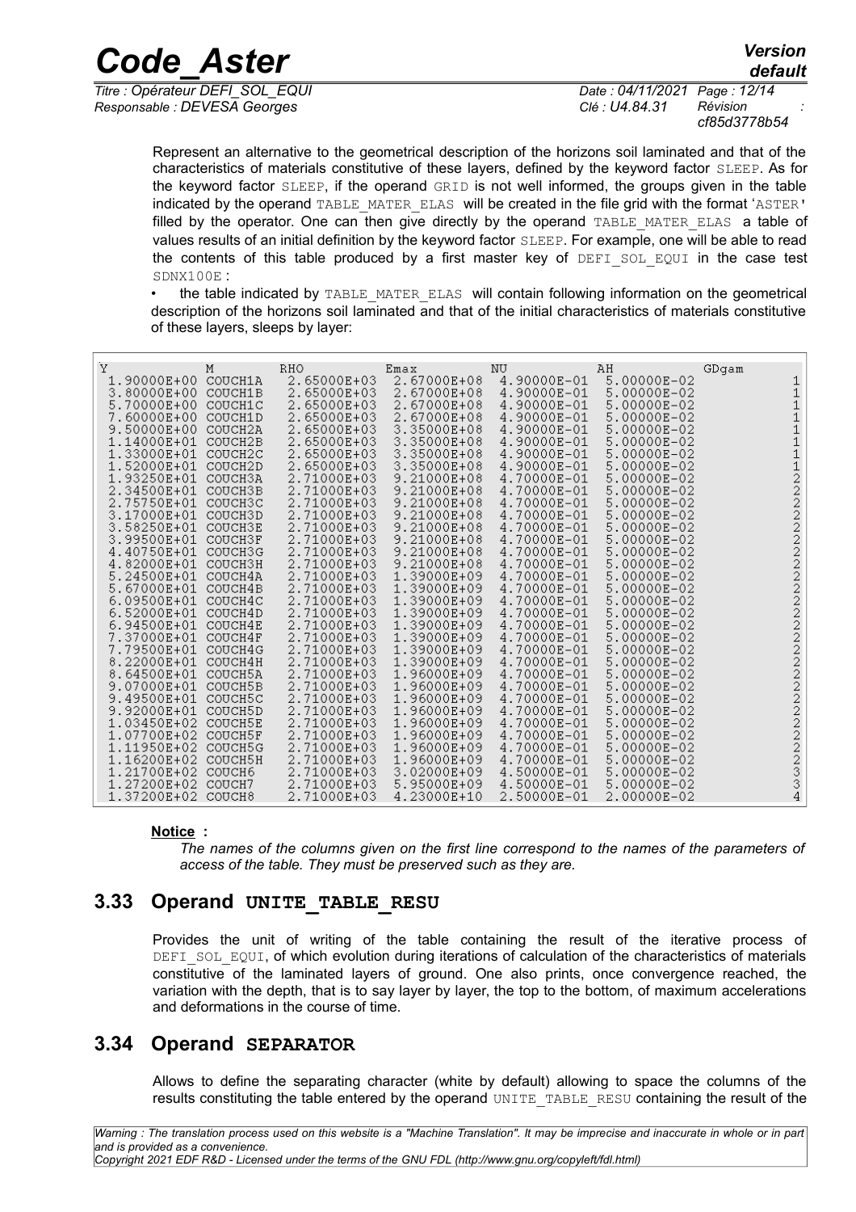Represent an alternative to the geometrical description of the horizons soil laminated and that of the characteristics of materials constitutive of these layers, defined by the keyword factor SLEEP. As for the keyword factor SLEEP, if the operand GRID is not well informed, the groups given in the table indicated by the operand TABLE_MATER_ELAS will be created in the file grid with the format 'ASTER' filled by the operator. One can then give directly by the operand TABLE_MATER_ELAS a table of values results of an initial definition by the keyword factor SLEEP. For example, one will be able to read the contents of this table produced by a first master key of DEFI_SOL_EQUI in the case test SDNX100E :

- the table indicated by TABLE_MATER_ELAS will contain following information on the geometrical description of the horizons soil laminated and that of the initial characteristics of materials constitutive of these layers, sleeps by layer:

| Y | M | RHO | Emax | NU | AH | GDgam |
|---|---|---|---|---|---|---|
| 1.90000E+00 | COUCH1A | 2.65000E+03 | 2.67000E+08 | 4.90000E-01 | 5.00000E-02 | 1 |
| 3.80000E+00 | COUCH1B | 2.65000E+03 | 2.67000E+08 | 4.90000E-01 | 5.00000E-02 | 1 |
| 5.70000E+00 | COUCH1C | 2.65000E+03 | 2.67000E+08 | 4.90000E-01 | 5.00000E-02 | 1 |
| 7.60000E+00 | COUCH1D | 2.65000E+03 | 2.67000E+08 | 4.90000E-01 | 5.00000E-02 | 1 |
| 9.50000E+00 | COUCH2A | 2.65000E+03 | 3.35000E+08 | 4.90000E-01 | 5.00000E-02 | 1 |
| 1.14000E+01 | COUCH2B | 2.65000E+03 | 3.35000E+08 | 4.90000E-01 | 5.00000E-02 | 1 |
| 1.33000E+01 | COUCH2C | 2.65000E+03 | 3.35000E+08 | 4.90000E-01 | 5.00000E-02 | 1 |
| 1.52000E+01 | COUCH2D | 2.65000E+03 | 3.35000E+08 | 4.90000E-01 | 5.00000E-02 | 1 |
| 1.93250E+01 | COUCH3A | 2.71000E+03 | 9.21000E+08 | 4.70000E-01 | 5.00000E-02 | 2 |
| 2.34500E+01 | COUCH3B | 2.71000E+03 | 9.21000E+08 | 4.70000E-01 | 5.00000E-02 | 2 |
| 2.75750E+01 | COUCH3C | 2.71000E+03 | 9.21000E+08 | 4.70000E-01 | 5.00000E-02 | 2 |
| 3.17000E+01 | COUCH3D | 2.71000E+03 | 9.21000E+08 | 4.70000E-01 | 5.00000E-02 | 2 |
| 3.58250E+01 | COUCH3E | 2.71000E+03 | 9.21000E+08 | 4.70000E-01 | 5.00000E-02 | 2 |
| 3.99500E+01 | COUCH3F | 2.71000E+03 | 9.21000E+08 | 4.70000E-01 | 5.00000E-02 | 2 |
| 4.40750E+01 | COUCH3G | 2.71000E+03 | 9.21000E+08 | 4.70000E-01 | 5.00000E-02 | 2 |
| 4.82000E+01 | COUCH3H | 2.71000E+03 | 9.21000E+08 | 4.70000E-01 | 5.00000E-02 | 2 |
| 5.24500E+01 | COUCH4A | 2.71000E+03 | 1.39000E+09 | 4.70000E-01 | 5.00000E-02 | 2 |
| 5.67000E+01 | COUCH4B | 2.71000E+03 | 1.39000E+09 | 4.70000E-01 | 5.00000E-02 | 2 |
| 6.09500E+01 | COUCH4C | 2.71000E+03 | 1.39000E+09 | 4.70000E-01 | 5.00000E-02 | 2 |
| 6.52000E+01 | COUCH4D | 2.71000E+03 | 1.39000E+09 | 4.70000E-01 | 5.00000E-02 | 2 |
| 6.94500E+01 | COUCH4E | 2.71000E+03 | 1.39000E+09 | 4.70000E-01 | 5.00000E-02 | 2 |
| 7.37000E+01 | COUCH4F | 2.71000E+03 | 1.39000E+09 | 4.70000E-01 | 5.00000E-02 | 2 |
| 7.79500E+01 | COUCH4G | 2.71000E+03 | 1.39000E+09 | 4.70000E-01 | 5.00000E-02 | 2 |
| 8.22000E+01 | COUCH4H | 2.71000E+03 | 1.39000E+09 | 4.70000E-01 | 5.00000E-02 | 2 |
| 8.64500E+01 | COUCH5A | 2.71000E+03 | 1.96000E+09 | 4.70000E-01 | 5.00000E-02 | 2 |
| 9.07000E+01 | COUCH5B | 2.71000E+03 | 1.96000E+09 | 4.70000E-01 | 5.00000E-02 | 2 |
| 9.49500E+01 | COUCH5C | 2.71000E+03 | 1.96000E+09 | 4.70000E-01 | 5.00000E-02 | 2 |
| 9.92000E+01 | COUCH5D | 2.71000E+03 | 1.96000E+09 | 4.70000E-01 | 5.00000E-02 | 2 |
| 1.03450E+02 | COUCH5E | 2.71000E+03 | 1.96000E+09 | 4.70000E-01 | 5.00000E-02 | 2 |
| 1.07700E+02 | COUCH5F | 2.71000E+03 | 1.96000E+09 | 4.70000E-01 | 5.00000E-02 | 2 |
| 1.11950E+02 | COUCH5G | 2.71000E+03 | 1.96000E+09 | 4.70000E-01 | 5.00000E-02 | 2 |
| 1.16200E+02 | COUCH5H | 2.71000E+03 | 1.96000E+09 | 4.70000E-01 | 5.00000E-02 | 2 |
| 1.21700E+02 | COUCH6 | 2.71000E+03 | 3.02000E+09 | 4.50000E-01 | 5.00000E-02 | 3 |
| 1.27200E+02 | COUCH7 | 2.71000E+03 | 5.95000E+09 | 4.50000E-01 | 5.00000E-02 | 3 |
| 1.37200E+02 | COUCH8 | 2.71000E+03 | 4.23000E+10 | 2.50000E-01 | 2.00000E-02 | 4 |

**Notice :**

*The names of the columns given on the first line correspond to the names of the parameters of access of the table. They must be preserved such as they are.*

## 3.33 Operand UNITE_TABLE_RESU

Provides the unit of writing of the table containing the result of the iterative process of DEFI_SOL_EQUI, of which evolution during iterations of calculation of the characteristics of materials constitutive of the laminated layers of ground. One also prints, once convergence reached, the variation with the depth, that is to say layer by layer, the top to the bottom, of maximum accelerations and deformations in the course of time.

## 3.34 Operand SEPARATOR

Allows to define the separating character (white by default) allowing to space the columns of the results constituting the table entered by the operand UNITE_TABLE_RESU containing the result of the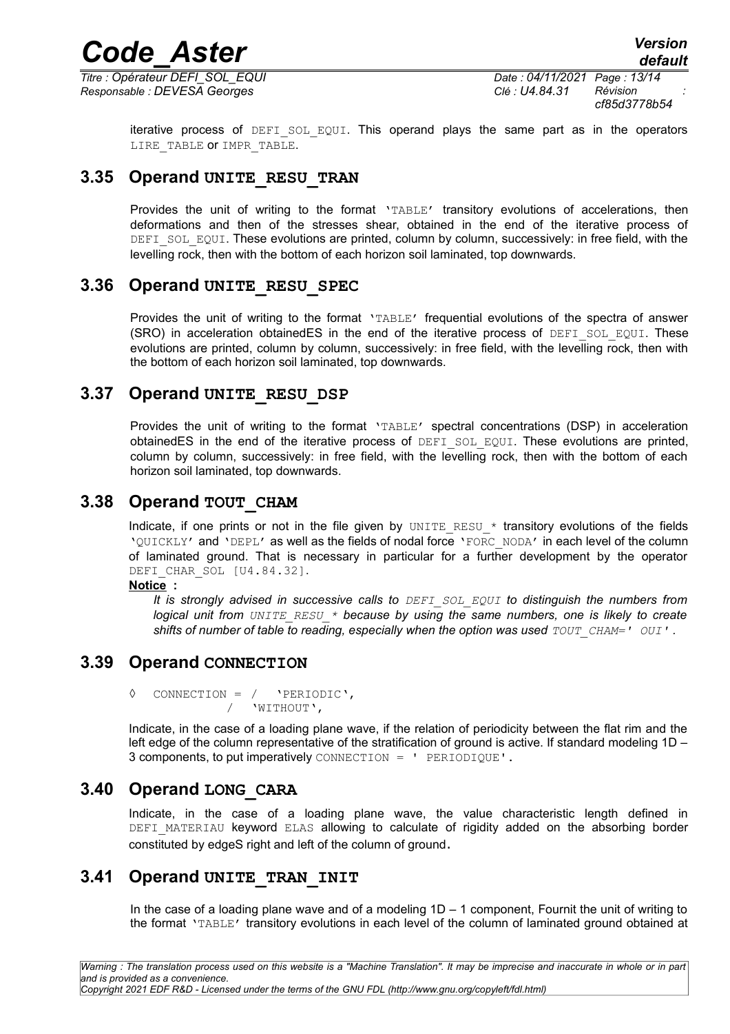iterative process of DEFI_SOL_EQUI. This operand plays the same part as in the operators LIRE_TABLE or IMPR_TABLE.

## 3.35 Operand UNITE_RESU_TRAN

Provides the unit of writing to the format 'TABLE' transitory evolutions of accelerations, then deformations and then of the stresses shear, obtained in the end of the iterative process of DEFI_SOL_EQUI. These evolutions are printed, column by column, successively: in free field, with the levelling rock, then with the bottom of each horizon soil laminated, top downwards.

## 3.36 Operand UNITE_RESU_SPEC

Provides the unit of writing to the format 'TABLE' frequential evolutions of the spectra of answer (SRO) in acceleration obtainedES in the end of the iterative process of DEFI_SOL_EQUI. These evolutions are printed, column by column, successively: in free field, with the levelling rock, then with the bottom of each horizon soil laminated, top downwards.

## 3.37 Operand UNITE_RESU_DSP

Provides the unit of writing to the format 'TABLE' spectral concentrations (DSP) in acceleration obtainedES in the end of the iterative process of DEFI_SOL_EQUI. These evolutions are printed, column by column, successively: in free field, with the levelling rock, then with the bottom of each horizon soil laminated, top downwards.

## 3.38 Operand TOUT_CHAM

Indicate, if one prints or not in the file given by UNITE_RESU_* transitory evolutions of the fields 'QUICKLY' and 'DEPL' as well as the fields of nodal force 'FORC_NODA' in each level of the column of laminated ground. That is necessary in particular for a further development by the operator DEFI_CHAR_SOL [U4.84.32].

**Notice :**

*It is strongly advised in successive calls to DEFI_SOL_EQUI to distinguish the numbers from logical unit from UNITE_RESU_* because by using the same numbers, one is likely to create shifts of number of table to reading, especially when the option was used TOUT_CHAM=' OUI'.*

## 3.39 Operand CONNECTION

```
◊  CONNECTION = /   'PERIODIC',
                /   'WITHOUT',
```

Indicate, in the case of a loading plane wave, if the relation of periodicity between the flat rim and the left edge of the column representative of the stratification of ground is active. If standard modeling 1D – 3 components, to put imperatively CONNECTION = ' PERIODIQUE'.

## 3.40 Operand LONG_CARA

Indicate, in the case of a loading plane wave, the value characteristic length defined in DEFI_MATERIAU keyword ELAS allowing to calculate of rigidity added on the absorbing border constituted by edgeS right and left of the column of ground.

## 3.41 Operand UNITE_TRAN_INIT

In the case of a loading plane wave and of a modeling 1D – 1 component, Fournit the unit of writing to the format 'TABLE' transitory evolutions in each level of the column of laminated ground obtained at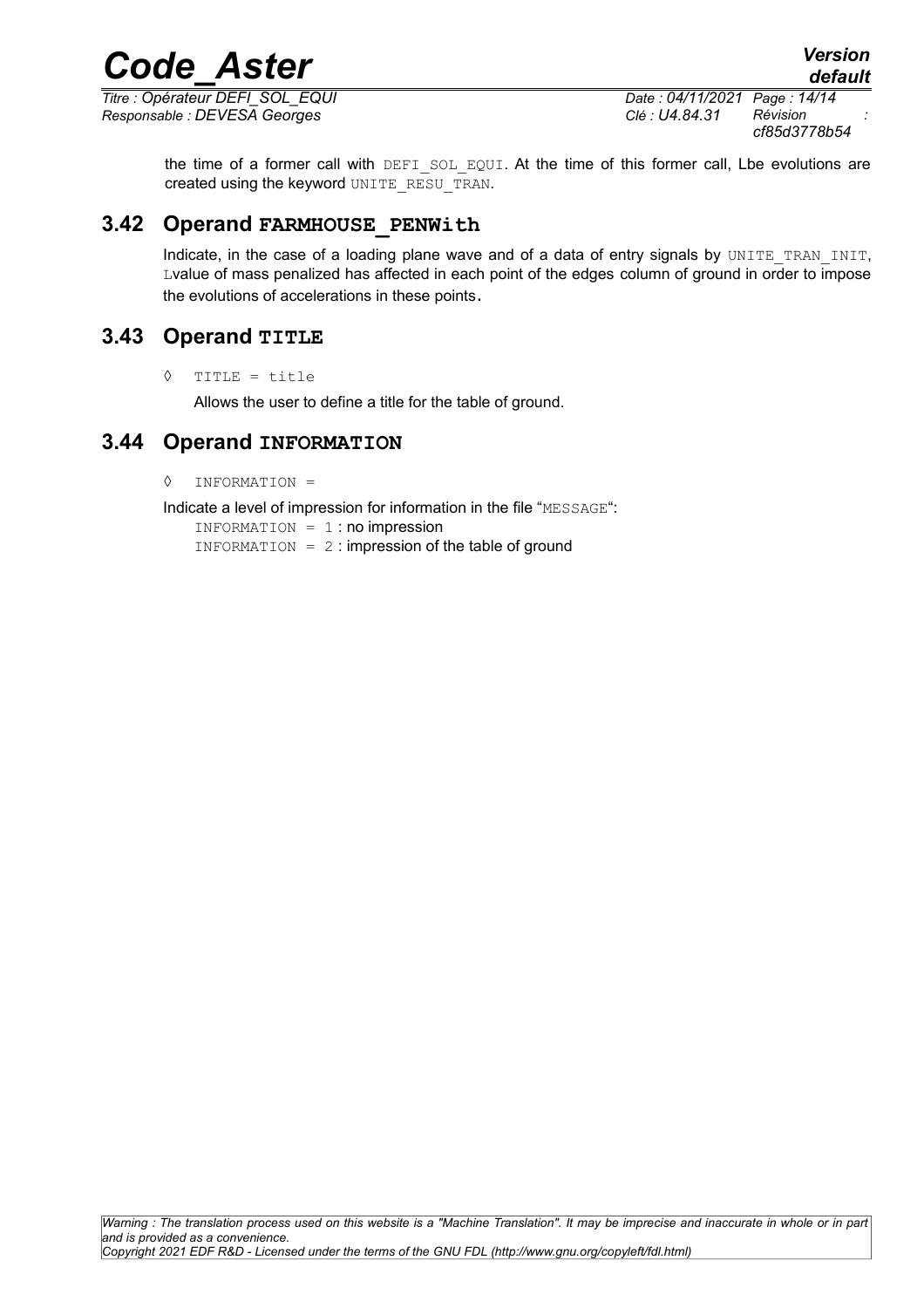the time of a former call with DEFI_SOL_EQUI. At the time of this former call, Lbe evolutions are created using the keyword UNITE_RESU_TRAN.

## 3.42 Operand FARMHOUSE_PENWith

Indicate, in the case of a loading plane wave and of a data of entry signals by UNITE_TRAN_INIT, Lvalue of mass penalized has affected in each point of the edges column of ground in order to impose the evolutions of accelerations in these points.

## 3.43 Operand TITLE

◊ TITLE = title

Allows the user to define a title for the table of ground.

## 3.44 Operand INFORMATION

◊ INFORMATION =

Indicate a level of impression for information in the file "MESSAGE":

INFORMATION = 1 : no impression

INFORMATION = 2 : impression of the table of ground